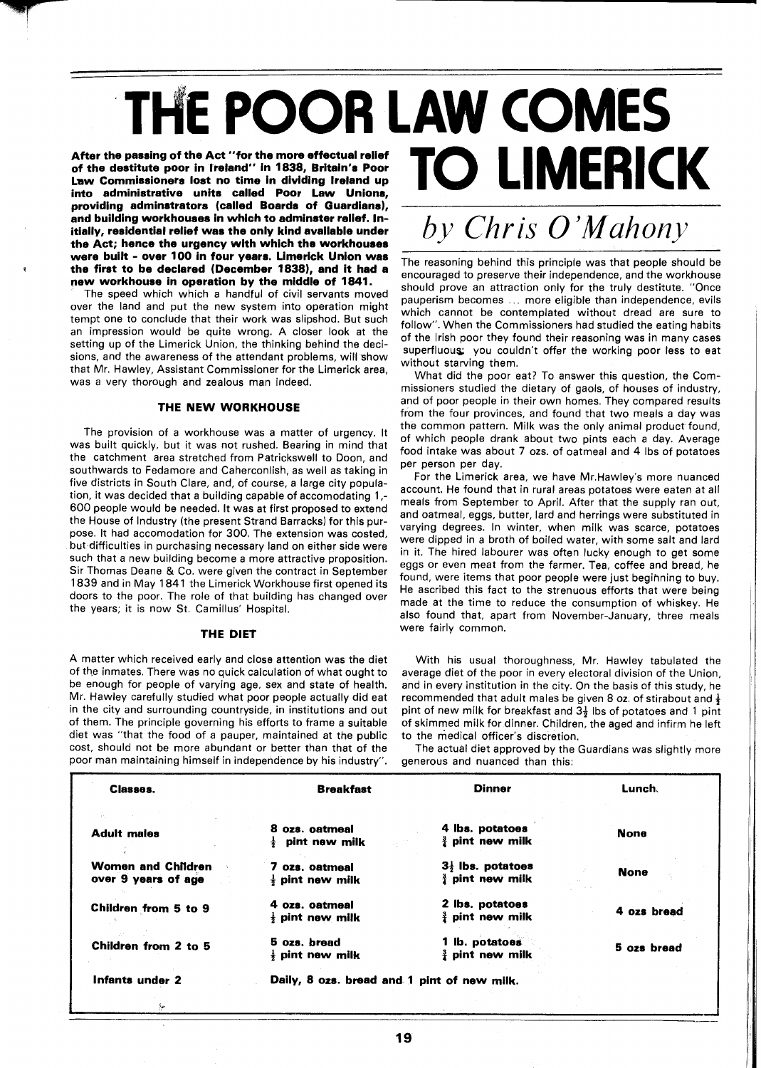# THE POOR LAW COMES TO LIMERICK

*by Chris O'Mahony*

**After the passing of the Act "for the more effectual relief of the destitute poor in Ireland" in 1838, Britain's Poor Law Commissioners lost no time in dividing Ireland up into administrative units called Poor Law Unions, providing adminstrators (called Boards of Guardians), and building workhouses in which to adminster relief. Initially, residential relief was the only kind available under the Act; hence the urgency with which the workhouses were built - over 100 in four years. Limerick Union was the first to be declared (December 1838), and it had a new workhouse in operation by the middle of 1841.**

The speed which which a handful of civil servants moved over the land and put the new system into operation might tempt one to conclude that their work was slipshod. But such an impression would be quite wrong. A closer look at the setting up of the Limerick Union, the thinking behind the decisions, and the awareness of the attendant problems, will show that Mr. Hawley, Assistant Commissioner for the Limerick area, was a very thorough and zealous man indeed.

### THE NEW WORKHOUSE

The provision of a workhouse was a matter of urgency. It was built quickly, but it was not rushed. Bearing in mind that the catchment area stretched from Patrickswell to Doon, and southwards to Fedamore and Caherconlish, as well as taking in five districts in South Clare, and, of course, a large city population, it was decided that a building capable of accomodating 1,600 people would be needed. It was at first proposed to extend the House of Industry (the present Strand Barracks) for this purpose. It had accomodation for 300. The extension was costed, but difficulties in purchasing necessary land on either side were such that a new building become a more attractive proposition. Sir Thomas Deane & Co. were given the contract in September 1839 and in May 1841 the Limerick Workhouse first opened its doors to the poor. The role of that building has changed over the years; it is now St. Camillus' Hospital.

### THE DIET

A matter which received early and close attention was the diet of the inmates. There was no quick calculation of what ought to be enough for people of varying age, sex and state of health. Mr. Hawley carefully studied what poor people actually did eat in the city and surrounding countryside, in institutions and out of them. The principle governing his efforts to frame a suitable diet was "that the food of a pauper, maintained at the public cost, should not be more abundant or better than that of the poor man maintaining himself in independence by his industry". The reasoning behind this principle was that people should be encouraged to preserve their independence, and the workhouse should prove an attraction only for the truly destitute. "Once pauperism becomes ... more eligible than independence, evils which cannot be contemplated without dread are sure to follow". When the Commissioners had studied the eating habits of the Irish poor they found their reasoning was in many cases superfluous; you couldn't offer the working poor less to eat without starving them.

What did the poor eat? To answer this question, the Commissioners studied the dietary of gaols, of houses of industry, and of poor people in their own homes. They compared results from the four provinces, and found that two meals a day was the common pattern. Milk was the only animal product found, of which people drank about two pints each a day. Average food intake was about 7 ozs. of oatmeal and 4 lbs of potatoes per person per day.

For the Limerick area, we have Mr.Hawley's more nuanced account. He found that in rural areas potatoes were eaten at all meals from September to April. After that the supply ran out, and oatmeal, eggs, butter, lard and herrings were substituted in varying degrees. In winter, when milk was scarce, potatoes were dipped in a broth of boiled water, with some salt and lard in it. The hired labourer was often lucky enough to get some eggs or even meat from the farmer. Tea, coffee and bread, he found, were items that poor people were just beginning to buy. He ascribed this fact to the strenuous efforts that were being made at the time to reduce the consumption of whiskey. He also found that, apart from November-January, three meals were fairly common.

With his usual thoroughness, Mr. Hawley tabulated the average diet of the poor in every electoral division of the Union, and in every institution in the city. On the basis of this study, he recommended that adult males be given 8 oz. of stirabout and ½ pint of new milk for breakfast and 3½ lbs of potatoes and 1 pint of skimmed milk for dinner. Children, the aged and infirm he left to the medical officer's discretion.

The actual diet approved by the Guardians was slightly more generous and nuanced than this:

| Classes. | Breakfast | Dinner | Lunch. |
|---|---|---|---|
| Adult males | 8 ozs. oatmeal<br>½ pint new milk | 4 lbs. potatoes<br>¾ pint new milk | None |
| Women and Children over 9 years of age | 7 ozs. oatmeal<br>½ pint new milk | 3½ lbs. potatoes<br>¾ pint new milk | None |
| Children from 5 to 9 | 4 ozs. oatmeal<br>½ pint new milk | 2 lbs. potatoes<br>¾ pint new milk | 4 ozs bread |
| Children from 2 to 5 | 5 ozs. bread<br>½ pint new milk | 1 lb. potatoes<br>¾ pint new milk | 5 ozs bread |
| Infants under 2 | Daily, 8 ozs. bread and 1 pint of new milk. | | |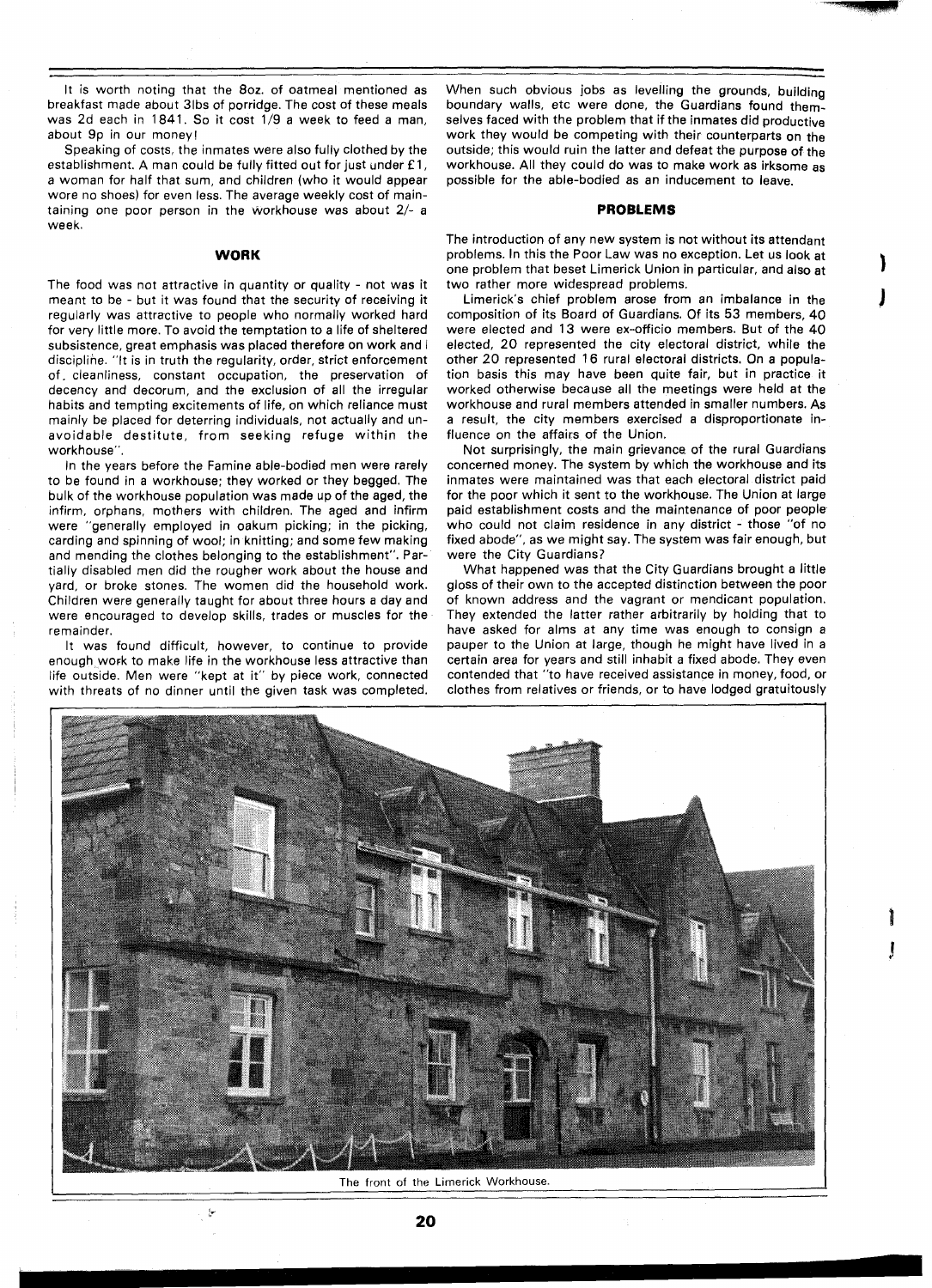It is worth noting that the 8oz. of oatmeal mentioned as breakfast made about 3lbs of porridge. The cost of these meals was 2d each in 1841. So it cost 1/9 a week to feed a man, about 9p in our money!

Speaking of costs, the inmates were also fully clothed by the establishment. A man could be fully fitted out for just under £1, a woman for half that sum, and children (who it would appear wore no shoes) for even less. The average weekly cost of maintaining one poor person in the workhouse was about 2/- a week.

## WORK

The food was not attractive in quantity or quality - not was it meant to be - but it was found that the security of receiving it regularly was attractive to people who normally worked hard for very little more. To avoid the temptation to a life of sheltered subsistence, great emphasis was placed therefore on work and discipline. "It is in truth the regularity, order, strict enforcement of, cleanliness, constant occupation, the preservation of decency and decorum, and the exclusion of all the irregular habits and tempting excitements of life, on which reliance must mainly be placed for deterring individuals, not actually and unavoidable destitute, from seeking refuge within the workhouse".

In the years before the Famine able-bodied men were rarely to be found in a workhouse; they worked or they begged. The bulk of the workhouse population was made up of the aged, the infirm, orphans, mothers with children. The aged and infirm were "generally employed in oakum picking; in the picking, carding and spinning of wool; in knitting; and some few making and mending the clothes belonging to the establishment". Partially disabled men did the rougher work about the house and yard, or broke stones. The women did the household work. Children were generally taught for about three hours a day and were encouraged to develop skills, trades or muscles for the remainder.

It was found difficult, however, to continue to provide enough work to make life in the workhouse less attractive than life outside. Men were "kept at it" by piece work, connected with threats of no dinner until the given task was completed. When such obvious jobs as levelling the grounds, building boundary walls, etc were done, the Guardians found themselves faced with the problem that if the inmates did productive work they would be competing with their counterparts on the outside; this would ruin the latter and defeat the purpose of the workhouse. All they could do was to make work as irksome as possible for the able-bodied as an inducement to leave.

## PROBLEMS

The introduction of any new system is not without its attendant problems. In this the Poor Law was no exception. Let us look at one problem that beset Limerick Union in particular, and also at two rather more widespread problems.

Limerick's chief problem arose from an imbalance in the composition of its Board of Guardians. Of its 53 members, 40 were elected and 13 were ex-officio members. But of the 40 elected, 20 represented the city electoral district, while the other 20 represented 16 rural electoral districts. On a population basis this may have been quite fair, but in practice it worked otherwise because all the meetings were held at the workhouse and rural members attended in smaller numbers. As a result, the city members exercised a disproportionate influence on the affairs of the Union.

Not surprisingly, the main grievance of the rural Guardians concerned money. The system by which the workhouse and its inmates were maintained was that each electoral district paid for the poor which it sent to the workhouse. The Union at large paid establishment costs and the maintenance of poor people who could not claim residence in any district - those "of no fixed abode", as we might say. The system was fair enough, but were the City Guardians?

What happened was that the City Guardians brought a little gloss of their own to the accepted distinction between the poor of known address and the vagrant or mendicant population. They extended the latter rather arbitrarily by holding that to have asked for alms at any time was enough to consign a pauper to the Union at large, though he might have lived in a certain area for years and still inhabit a fixed abode. They even contended that "to have received assistance in money, food, or clothes from relatives or friends, or to have lodged gratuitously

The front of the Limerick Workhouse.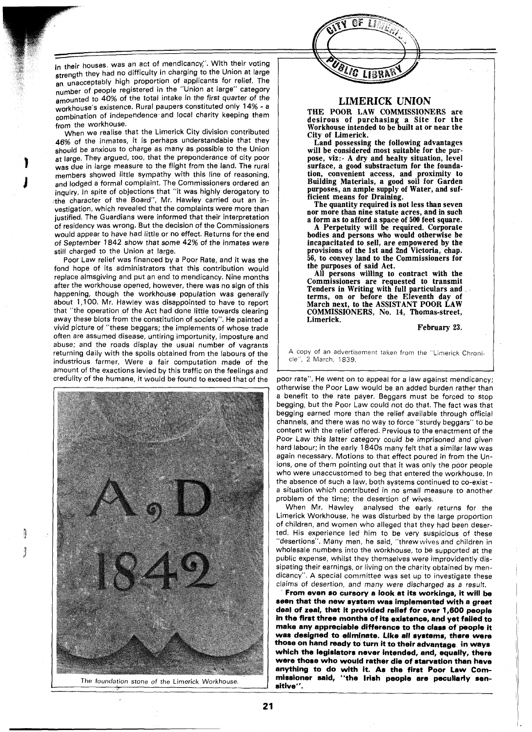in their houses, was an act of mendicancy". With their voting strength they had no difficulty in charging to the Union at large an unacceptably high proportion of applicants for relief. The number of people registered in the "Union at large" category amounted to 40% of the total intake in the first quarter of the workhouse's existence. Rural paupers constituted only 14% - a combination of independence and local charity keeping them from the workhouse.

When we realise that the Limerick City division contributed 46% of the inmates, it is perhaps understandable that they should be anxious to charge as many as possible to the Union at large. They argued, too, that the preponderance of city poor was due in large measure to the flight from the land. The rural members showed little sympathy with this line of reasoning, and lodged a formal complaint. The Commissioners ordered an inquiry. In spite of objections that "it was highly derogatory to the character of the Board", Mr. Hawley carried out an investigation, which revealed that the complaints were more than justified. The Guardians were informed that their interpretation of residency was wrong. But the decision of the Commissioners would appear to have had little or no effect. Returns for the end of September 1842 show that some 42% of the inmates were still charged to the Union at large.

Poor Law relief was financed by a Poor Rate, and it was the fond hope of its administrators that this contribution would replace almsgiving and put an end to mendicancy. Nine months after the workhouse opened, however, there was no sign of this happening, though the workhouse population was generally about 1,100. Mr. Hawley was disappointed to have to report that "the operation of the Act had done little towards clearing away these blots from the constitution of society". He painted a vivid picture of "these beggars; the implements of whose trade often are assumed disease, untiring importunity, imposture and abuse; and the roads display the usual number of vagrants returning daily with the spoils obtained from the labours of the industrious farmer. Were a fair computation made of the amount of the exactions levied by this traffic on the feelings and credulity of the humane, it would be found to exceed that of the poor rate". He went on to appeal for a law against mendicancy; otherwise the Poor Law would be an added burden rather than a benefit to the rate payer. Beggars must be forced to stop begging, but the Poor Law could not do that. The fact was that begging earned more than the relief available through official channels, and there was no way to force "sturdy beggars" to be content with the relief offered. Previous to the enactment of the Poor Law this latter category could be imprisoned and given hard labour; in the early 1840s many felt that a similar law was again necessary. Motions to that effect poured in from the Unions, one of them pointing out that it was only the poor people who were unaccustomed to beg that entered the workhouse. In the absence of such a law, both systems continued to co-exist - a situation which contributed in no small measure to another problem of the time; the desertion of wives.

When Mr. Hawley analysed the early returns for the Limerick Workhouse, he was disturbed by the large proportion of children, and women who alleged that they had been deserted. His experience led him to be very suspicious of these "desertions". Many men, he said, "threw wives and children in wholesale numbers into the workhouse, to be supported at the public expense, whilst they themselves were improvidently dissipating their earnings, or living on the charity obtained by mendicancy". A special committee was set up to investigate these claims of desertion, and many were discharged as a result.

**From even so cursory a look at its workings, it will be seen that the new system was implemented with a great deal of zeal, that it provided relief for over 1,600 people in the first three months of its existence, and yet failed to make any appreciable difference to the class of people it was designed to eliminate. Like all systems, there were those on hand ready to turn it to their advantage in ways which the legislators never intended, and, equally, there were those who would rather die of starvation than have anything to do with it. As the first Poor Law Commissioner said, "the Irish people are peculiarly sensitive".**

A,D 1842

The foundation stone of the Limerick Workhouse.

CITY OF LIMERICK PUBLIC LIBRARY

## LIMERICK UNION

**THE POOR LAW COMMISSIONERS are desirous of purchasing a Site for the Workhouse intended to be built at or near the City of Limerick.**

**Land possessing the following advantages will be considered most suitable for the purpose, viz:- A dry and healty situation, level surface, a good substractum for the foundation, convenient access, and proximity to Building Materials, a good soil for Garden purposes, an ample supply of Water, and sufficient means for Draining.**

**The quantity required is not less than seven nor more than nine statute acres, and in such a form as to afford a space of 500 feet square.**

**A Perpetuity will be required. Corporate bodies and persons who would otherwise be incapacitated to sell, are empowered by the provisions of the 1st and 2nd Victoria, chap. 56, to convey land to the Commissioners for the purposes of said Act.**

**All persons willing to contract with the Commissioners are requested to transmit Tenders in Writing with full particulars and terms, on or before the Eleventh day of March next, to the ASSISTANT POOR LAW COMMISSIONERS, No. 14, Thomas-street, Limerick.**

**February 23.**

A copy of an advertisement taken from the "Limerick Chronicle", 2 March, 1839.